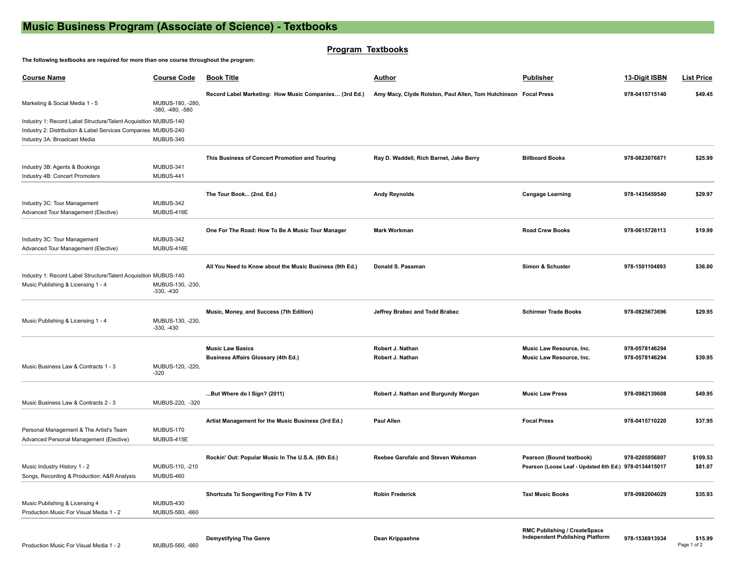# Music Business Program (Associate of Science) - Textbooks

## Program Textbooks

**The following textbooks are required for more than one course throughout the program:**

| Course Name | Course Code | Book Title | Author | Publisher | 13-Digit ISBN | List Price |
|---|---|---|---|---|---|---|
| | | **Record Label Marketing: How Music Companies... (3rd Ed.)** | **Amy Macy, Clyde Rolston, Paul Allen, Tom Hutchinson** | **Focal Press** | **978-0415715140** | **$49.45** |
| Marketing & Social Media 1 - 5 | MUBUS-180, -280, -380, -480, -580 | | | | | |
| Industry 1: Record Label Structure/Talent Acquisition | MUBUS-140 | | | | | |
| Industry 2: Distribution & Label Services Companies | MUBUS-240 | | | | | |
| Industry 3A: Broadcast Media | MUBUS-340 | | | | | |
| | | **This Business of Concert Promotion and Touring** | **Ray D. Waddell, Rich Barnet, Jake Berry** | **Billboard Books** | **978-0823076871** | **$25.99** |
| Industry 3B: Agents & Bookings | MUBUS-341 | | | | | |
| Industry 4B: Concert Promoters | MUBUS-441 | | | | | |
| | | **The Tour Book... (2nd. Ed.)** | **Andy Reynolds** | **Cengage Learning** | **978-1435459540** | **$29.97** |
| Industry 3C: Tour Management | MUBUS-342 | | | | | |
| Advanced Tour Management (Elective) | MUBUS-416E | | | | | |
| | | **One For The Road: How To Be A Music Tour Manager** | **Mark Workman** | **Road Crew Books** | **978-0615726113** | **$19.99** |
| Industry 3C: Tour Management | MUBUS-342 | | | | | |
| Advanced Tour Management (Elective) | MUBUS-416E | | | | | |
| | | **All You Need to Know about the Music Business (9th Ed.)** | **Donald S. Passman** | **Simon & Schuster** | **978-1501104893** | **$36.00** |
| Industry 1: Record Label Structure/Talent Acquisition | MUBUS-140 | | | | | |
| Music Publishing & Licensing 1 - 4 | MUBUS-130, -230, -330, -430 | | | | | |
| | | **Music, Money, and Success (7th Edition)** | **Jeffrey Brabec and Todd Brabec** | **Schirmer Trade Books** | **978-0825673696** | **$29.95** |
| Music Publishing & Licensing 1 - 4 | MUBUS-130, -230, -330, -430 | | | | | |
| | | **Music Law Basics** | **Robert J. Nathan** | **Music Law Resource, Inc.** | **978-0578146294** | |
| | | **Business Affairs Glossary (4th Ed.)** | **Robert J. Nathan** | **Music Law Resource, Inc.** | **978-0578146294** | **$39.95** |
| Music Business Law & Contracts 1 - 3 | MUBUS-120, -220, -320 | | | | | |
| | | **...But Where do I Sign? (2011)** | **Robert J. Nathan and Burgundy Morgan** | **Music Law Press** | **978-0982139608** | **$49.95** |
| Music Business Law & Contracts 2 - 3 | MUBUS-220, -320 | | | | | |
| | | **Artist Management for the Music Business (3rd Ed.)** | **Paul Allen** | **Focal Press** | **978-0415710220** | **$37.95** |
| Personal Management & The Artist's Team | MUBUS-170 | | | | | |
| Advanced Personal Management (Elective) | MUBUS-415E | | | | | |
| | | **Rockin' Out: Popular Music In The U.S.A. (6th Ed.)** | **Reebee Garofalo and Steven Waksman** | **Pearson (Bound textbook)** | **978-0205956807** | **$109.53** |
| Music Industry History 1 - 2 | MUBUS-110, -210 | | | **Pearson (Loose Leaf - Updated 6th Ed.)** | **978-0134415017** | **$81.07** |
| Songs, Recording & Production: A&R Analysis | MUBUS-460 | | | | | |
| | | **Shortcuts To Songwriting For Film & TV** | **Robin Frederick** | **Taxi Music Books** | **978-0982004029** | **$35.93** |
| Music Publishing & Licensing 4 | MUBUS-430 | | | | | |
| Production Music For Visual Media 1 - 2 | MUBUS-560, -660 | | | | | |
| | | **Demystifying The Genre** | **Dean Krippaehne** | **RMC Publishing / CreateSpace Independent Publishing Platform** | **978-1536913934** | **$15.99** |
| Production Music For Visual Media 1 - 2 | MUBUS-560, -660 | | | | | |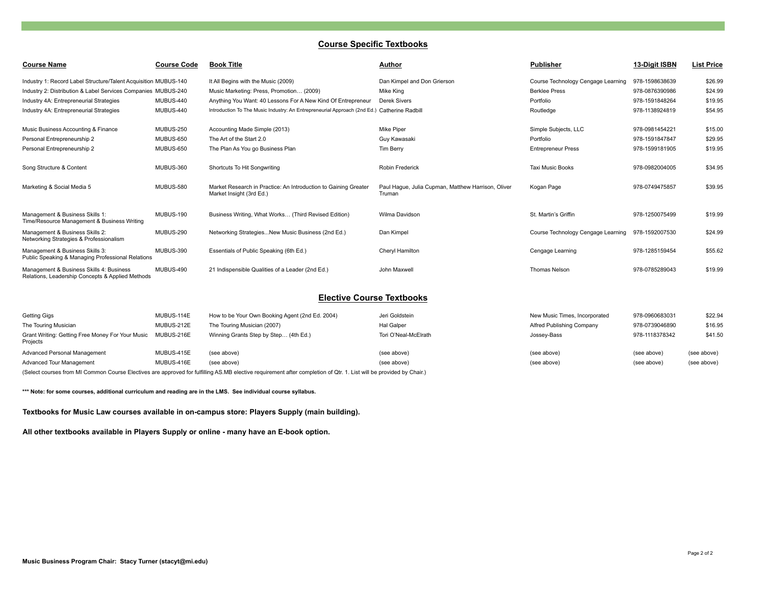## Course Specific Textbooks

| Course Name | Course Code | Book Title | Author | Publisher | 13-Digit ISBN | List Price |
|---|---|---|---|---|---|---|
| Industry 1: Record Label Structure/Talent Acquisition | MUBUS-140 | It All Begins with the Music (2009) | Dan Kimpel and Don Grierson | Course Technology Cengage Learning | 978-1598638639 | $26.99 |
| Industry 2: Distribution & Label Services Companies | MUBUS-240 | Music Marketing: Press, Promotion… (2009) | Mike King | Berklee Press | 978-0876390986 | $24.99 |
| Industry 4A: Entrepreneurial Strategies | MUBUS-440 | Anything You Want: 40 Lessons For A New Kind Of Entrepreneur | Derek Sivers | Portfolio | 978-1591848264 | $19.95 |
| Industry 4A: Entrepreneurial Strategies | MUBUS-440 | Introduction To The Music Industry: An Entrepreneurial Approach (2nd Ed.) | Catherine Radbill | Routledge | 978-1138924819 | $54.95 |
| Music Business Accounting & Finance | MUBUS-250 | Accounting Made Simple (2013) | Mike Piper | Simple Subjects, LLC | 978-0981454221 | $15.00 |
| Personal Entrepreneurship 2 | MUBUS-650 | The Art of the Start 2.0 | Guy Kawasaki | Portfolio | 978-1591847847 | $29.95 |
| Personal Entrepreneurship 2 | MUBUS-650 | The Plan As You go Business Plan | Tim Berry | Entrepreneur Press | 978-1599181905 | $19.95 |
| Song Structure & Content | MUBUS-360 | Shortcuts To Hit Songwriting | Robin Frederick | Taxi Music Books | 978-0982004005 | $34.95 |
| Marketing & Social Media 5 | MUBUS-580 | Market Research in Practice: An Introduction to Gaining Greater Market Insight (3rd Ed.) | Paul Hague, Julia Cupman, Matthew Harrison, Oliver Truman | Kogan Page | 978-0749475857 | $39.95 |
| Management & Business Skills 1: Time/Resource Management & Business Writing | MUBUS-190 | Business Writing, What Works… (Third Revised Edition) | Wilma Davidson | St. Martin's Griffin | 978-1250075499 | $19.99 |
| Management & Business Skills 2: Networking Strategies & Professionalism | MUBUS-290 | Networking Strategies...New Music Business (2nd Ed.) | Dan Kimpel | Course Technology Cengage Learning | 978-1592007530 | $24.99 |
| Management & Business Skills 3: Public Speaking & Managing Professional Relations | MUBUS-390 | Essentials of Public Speaking (6th Ed.) | Cheryl Hamilton | Cengage Learning | 978-1285159454 | $55.62 |
| Management & Business Skills 4: Business Relations, Leadership Concepts & Applied Methods | MUBUS-490 | 21 Indispensible Qualities of a Leader (2nd Ed.) | John Maxwell | Thomas Nelson | 978-0785289043 | $19.99 |

## Elective Course Textbooks

| Course Name | Course Code | Book Title | Author | Publisher | 13-Digit ISBN | List Price |
|---|---|---|---|---|---|---|
| Getting Gigs | MUBUS-114E | How to be Your Own Booking Agent (2nd Ed. 2004) | Jeri Goldstein | New Music Times, Incorporated | 978-0960683031 | $22.94 |
| The Touring Musician | MUBUS-212E | The Touring Musician (2007) | Hal Galper | Alfred Publishing Company | 978-0739046890 | $16.95 |
| Grant Writing: Getting Free Money For Your Music Projects | MUBUS-216E | Winning Grants Step by Step… (4th Ed.) | Tori O'Neal-McElrath | Jossey-Bass | 978-1118378342 | $41.50 |
| Advanced Personal Management | MUBUS-415E | (see above) | (see above) | (see above) | (see above) | (see above) |
| Advanced Tour Management | MUBUS-416E | (see above) | (see above) | (see above) | (see above) | (see above) |

(Select courses from MI Common Course Electives are approved for fulfilling AS.MB elective requirement after completion of Qtr. 1. List will be provided by Chair.)

**\*\*\* Note: for some courses, additional curriculum and reading are in the LMS. See individual course syllabus.**

**Textbooks for Music Law courses available in on-campus store: Players Supply (main building).**

**All other textbooks available in Players Supply or online - many have an E-book option.**

**Music Business Program Chair: Stacy Turner (stacyt@mi.edu)**